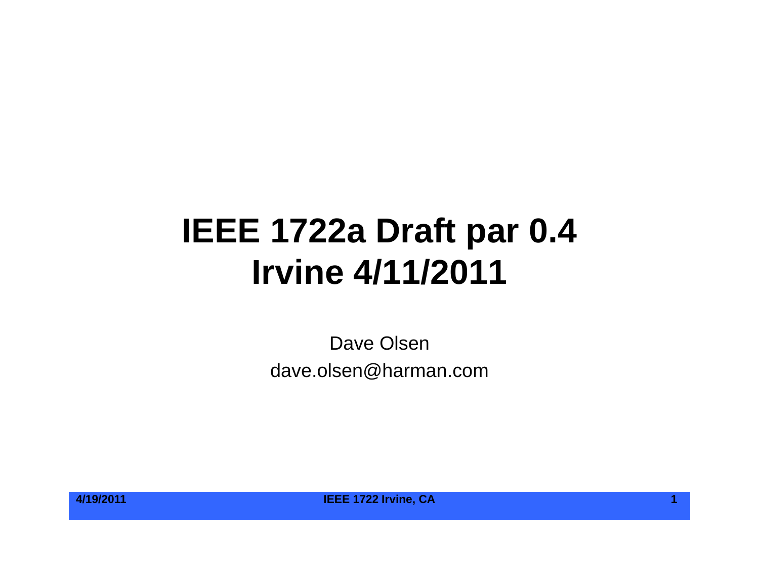# IEEE 1722a Draft par 0.4
# Irvine 4/11/2011

Dave Olsen

dave.olsen@harman.com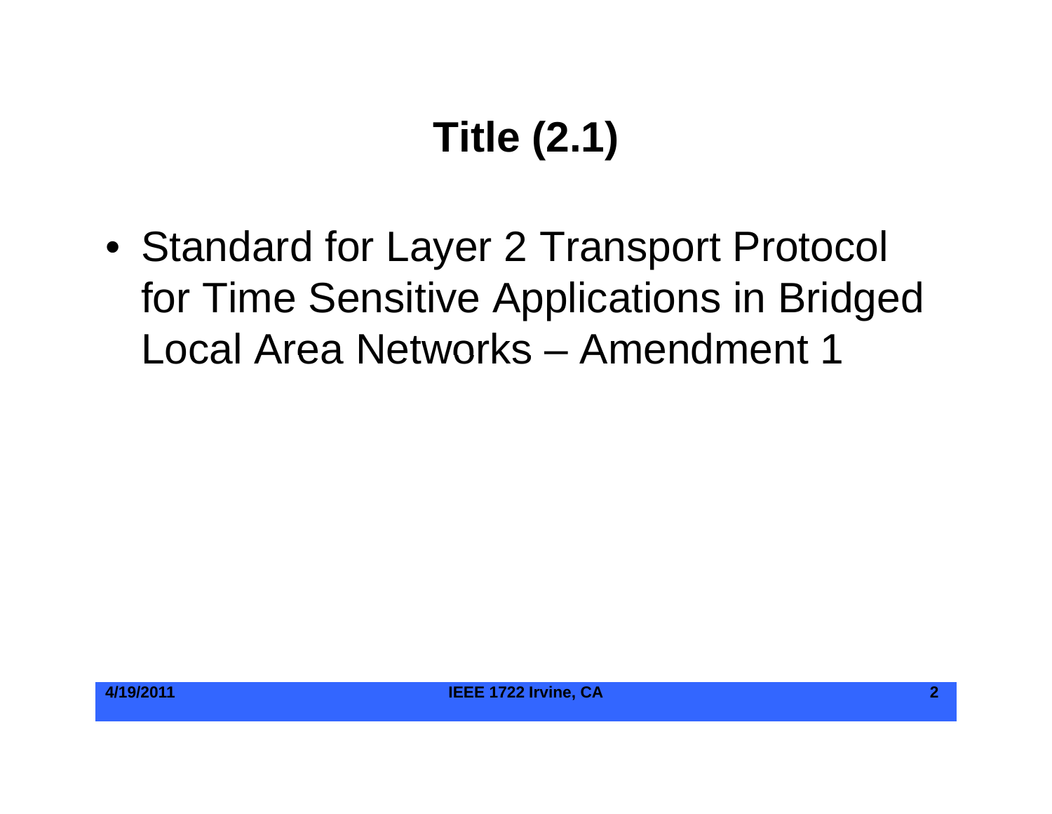# Title (2.1)

- Standard for Layer 2 Transport Protocol for Time Sensitive Applications in Bridged Local Area Networks – Amendment 1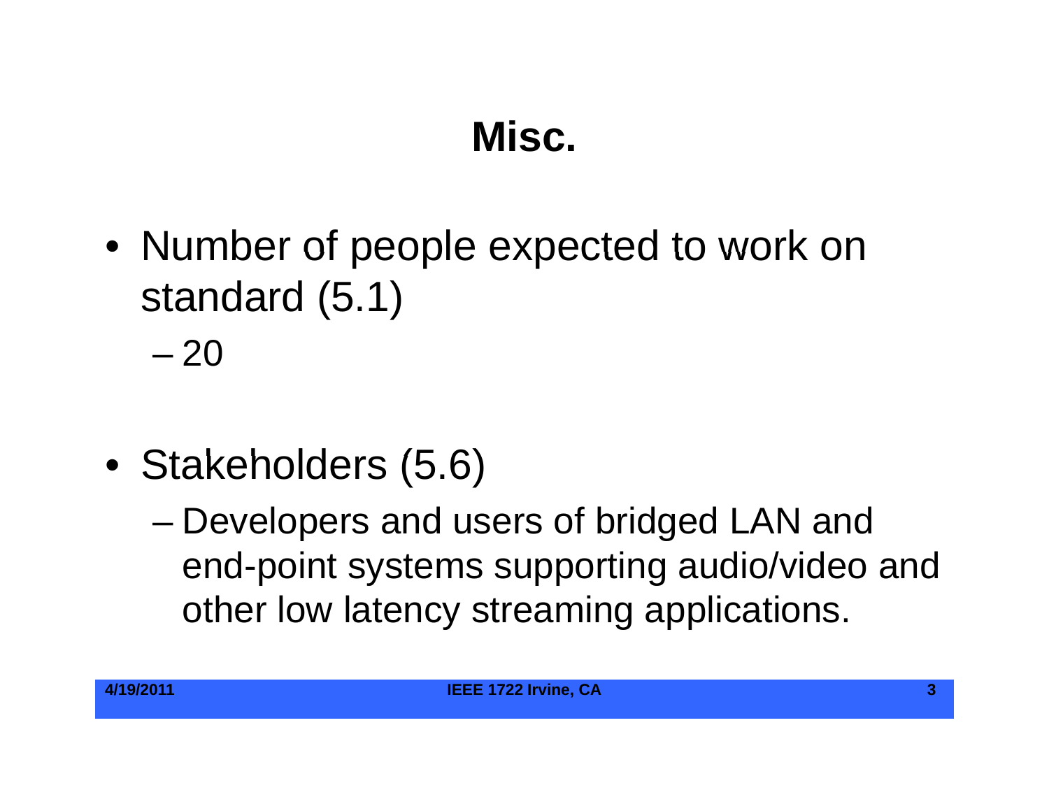# Misc.

- Number of people expected to work on standard (5.1)
  - 20
- Stakeholders (5.6)
  - Developers and users of bridged LAN and end-point systems supporting audio/video and other low latency streaming applications.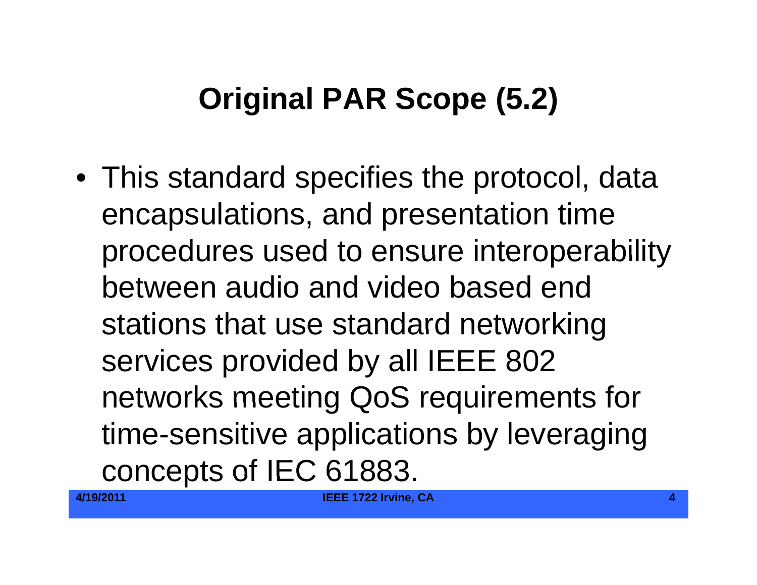# Original PAR Scope (5.2)

- This standard specifies the protocol, data encapsulations, and presentation time procedures used to ensure interoperability between audio and video based end stations that use standard networking services provided by all IEEE 802 networks meeting QoS requirements for time-sensitive applications by leveraging concepts of IEC 61883.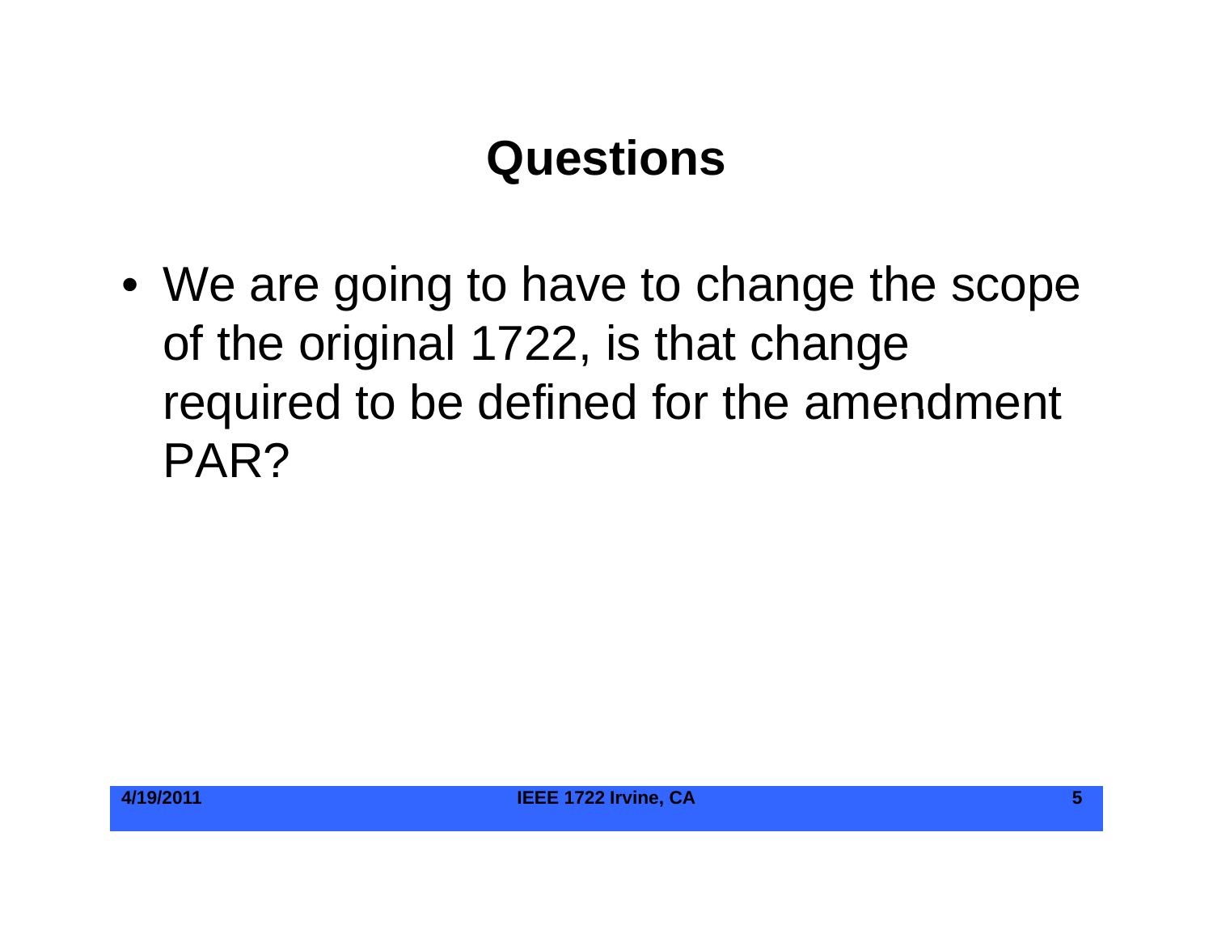# Questions

- We are going to have to change the scope of the original 1722, is that change required to be defined for the amendment PAR?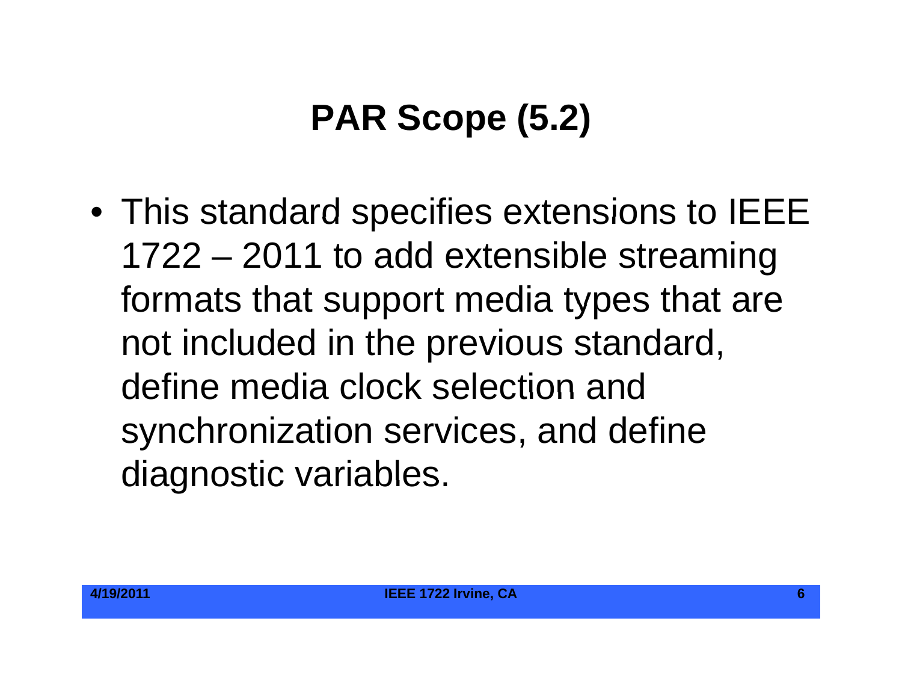# PAR Scope (5.2)

- This standard specifies extensions to IEEE 1722 – 2011 to add extensible streaming formats that support media types that are not included in the previous standard, define media clock selection and synchronization services, and define diagnostic variables.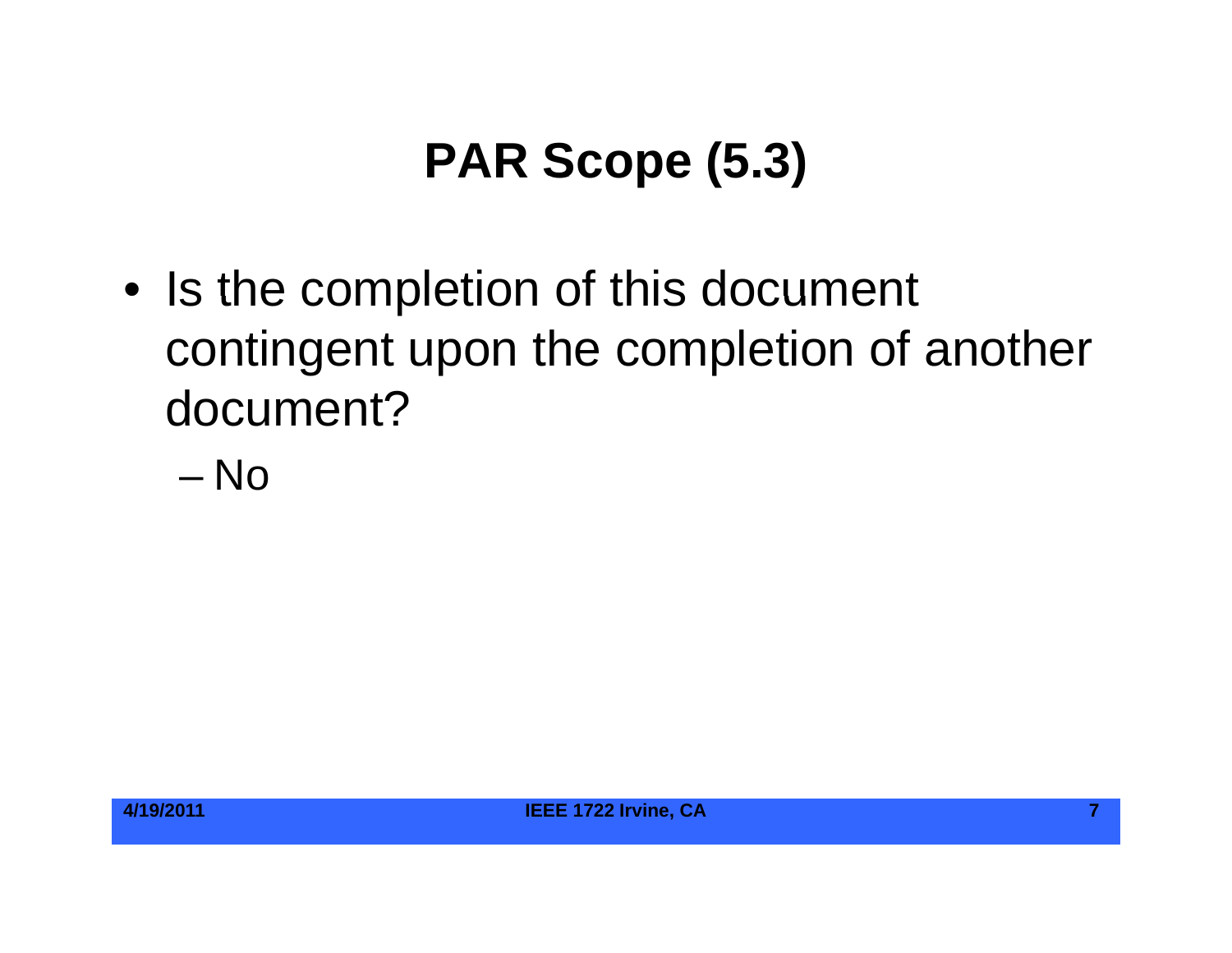# PAR Scope (5.3)

- Is the completion of this document contingent upon the completion of another document?
  - No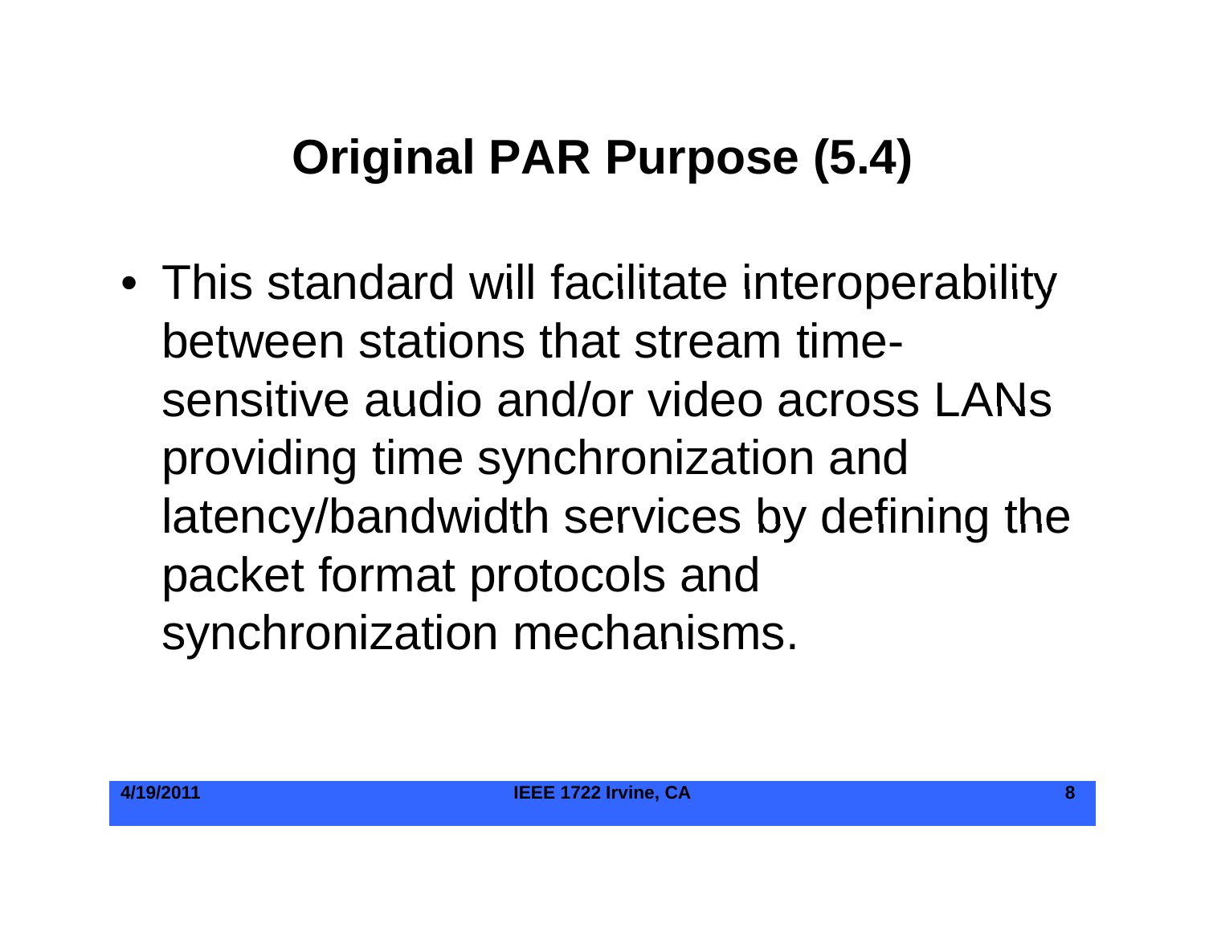# Original PAR Purpose (5.4)

- This standard will facilitate interoperability between stations that stream time-sensitive audio and/or video across LANs providing time synchronization and latency/bandwidth services by defining the packet format protocols and synchronization mechanisms.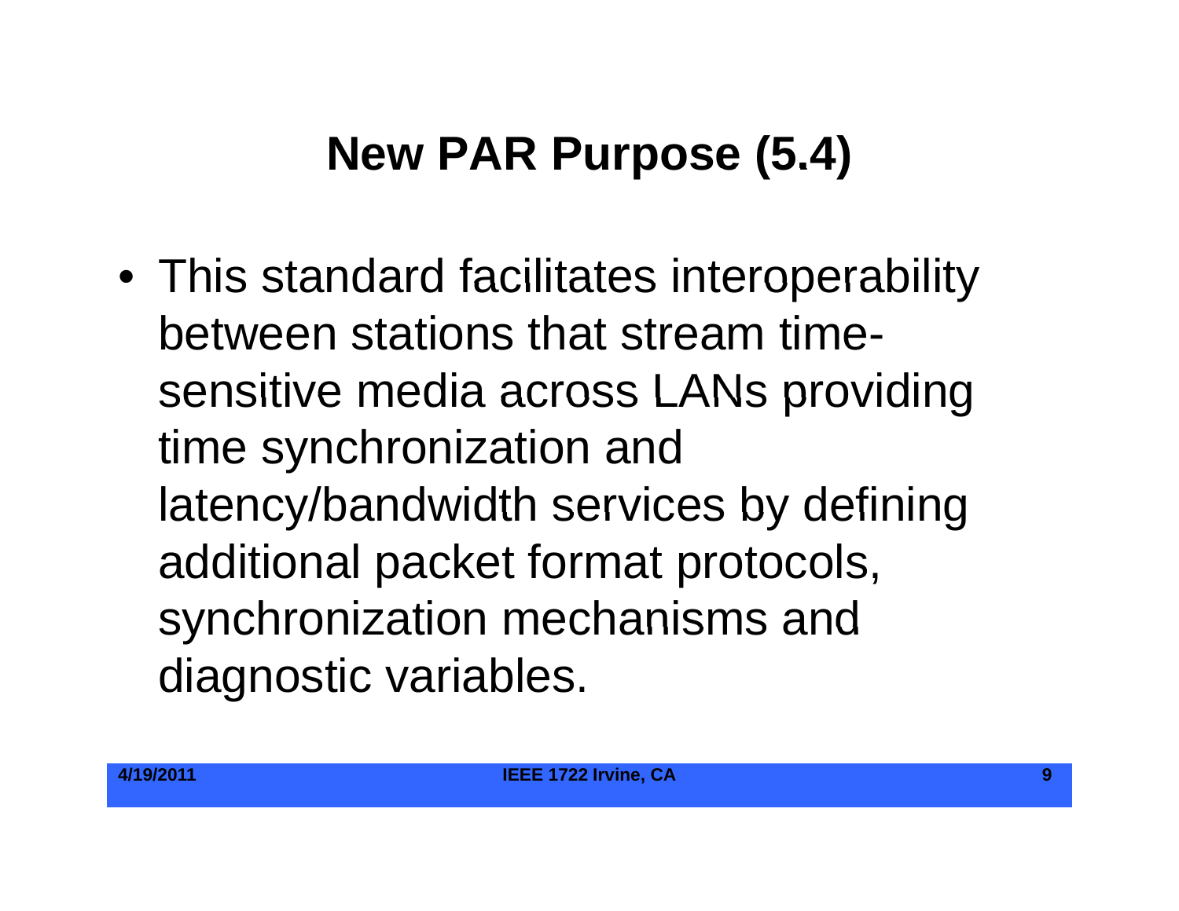# New PAR Purpose (5.4)

- This standard facilitates interoperability between stations that stream time-sensitive media across LANs providing time synchronization and latency/bandwidth services by defining additional packet format protocols, synchronization mechanisms and diagnostic variables.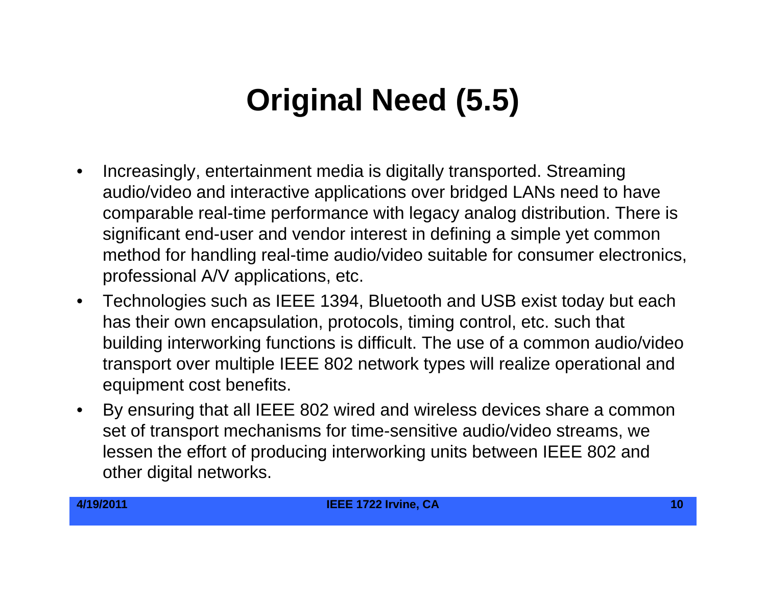# Original Need (5.5)

- Increasingly, entertainment media is digitally transported. Streaming audio/video and interactive applications over bridged LANs need to have comparable real-time performance with legacy analog distribution. There is significant end-user and vendor interest in defining a simple yet common method for handling real-time audio/video suitable for consumer electronics, professional A/V applications, etc.
- Technologies such as IEEE 1394, Bluetooth and USB exist today but each has their own encapsulation, protocols, timing control, etc. such that building interworking functions is difficult. The use of a common audio/video transport over multiple IEEE 802 network types will realize operational and equipment cost benefits.
- By ensuring that all IEEE 802 wired and wireless devices share a common set of transport mechanisms for time-sensitive audio/video streams, we lessen the effort of producing interworking units between IEEE 802 and other digital networks.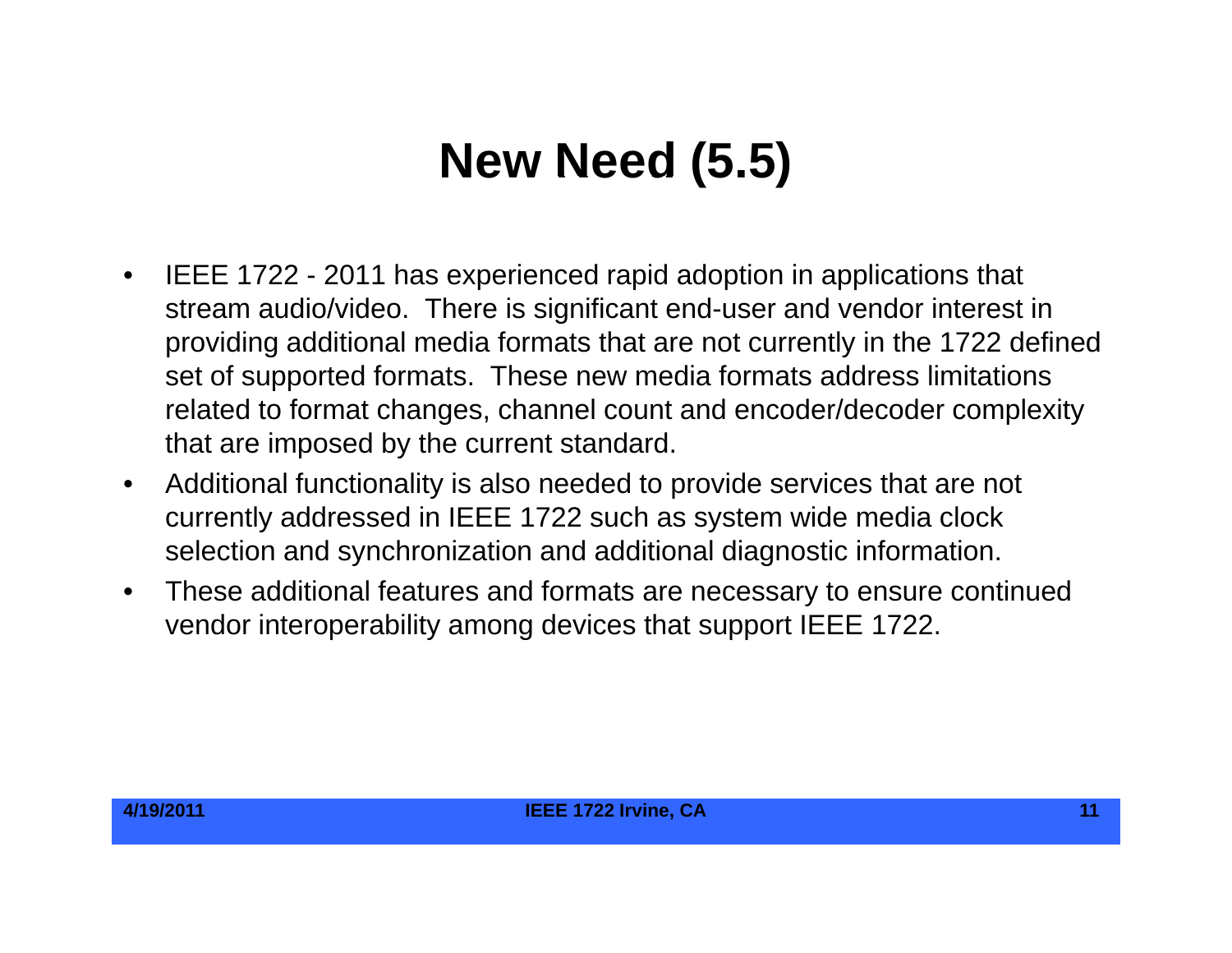# New Need (5.5)

- IEEE 1722 - 2011 has experienced rapid adoption in applications that stream audio/video. There is significant end-user and vendor interest in providing additional media formats that are not currently in the 1722 defined set of supported formats. These new media formats address limitations related to format changes, channel count and encoder/decoder complexity that are imposed by the current standard.
- Additional functionality is also needed to provide services that are not currently addressed in IEEE 1722 such as system wide media clock selection and synchronization and additional diagnostic information.
- These additional features and formats are necessary to ensure continued vendor interoperability among devices that support IEEE 1722.